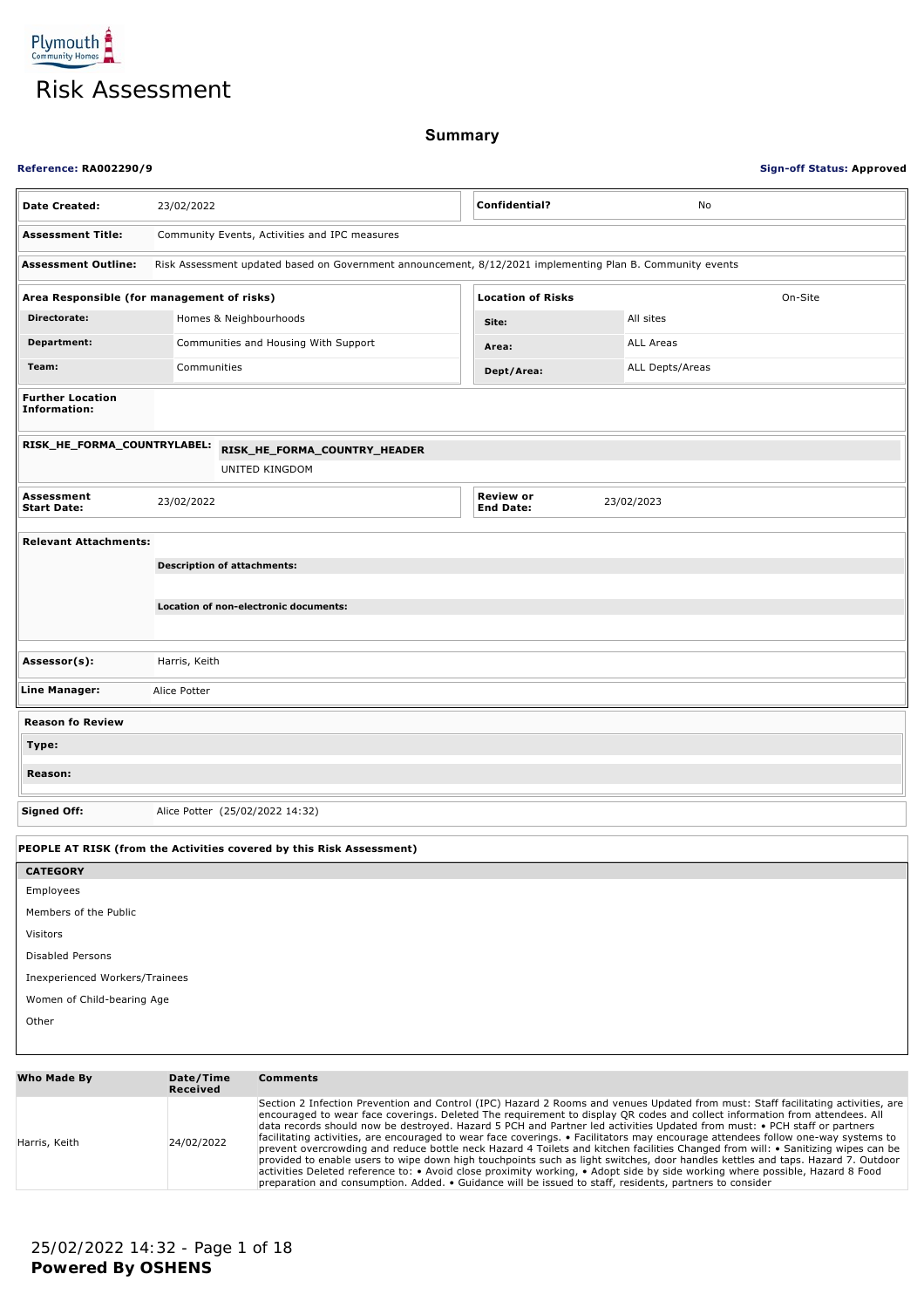Plymouth Community Homes

# Risk Assessment

## Summary

**Reference: RA002290/9** **Sign-off Status: Approved**

| | | | |
|---|---|---|---|
| **Date Created:** | 23/02/2022 | **Confidential?** | No |
| **Assessment Title:** | Community Events, Activities and IPC measures | | |
| **Assessment Outline:** | Risk Assessment updated based on Government announcement, 8/12/2021 implementing Plan B. Community events | | |

| **Area Responsible (for management of risks)** | | **Location of Risks** | On-Site |
|---|---|---|---|
| **Directorate:** | Homes & Neighbourhoods | **Site:** | All sites |
| **Department:** | Communities and Housing With Support | **Area:** | ALL Areas |
| **Team:** | Communities | **Dept/Area:** | ALL Depts/Areas |

**Further Location Information:**

| **RISK_HE_FORMA_COUNTRYLABEL:** | **RISK_HE_FORMA_COUNTRY_HEADER** |
|---|---|
| | UNITED KINGDOM |

| | | | |
|---|---|---|---|
| **Assessment Start Date:** | 23/02/2022 | **Review or End Date:** | 23/02/2023 |

**Relevant Attachments:**

**Description of attachments:**

**Location of non-electronic documents:**

| | |
|---|---|
| **Assessor(s):** | Harris, Keith |
| **Line Manager:** | Alice Potter |

**Reason fo Review**

**Type:**

**Reason:**

| | |
|---|---|
| **Signed Off:** | Alice Potter (25/02/2022 14:32) |

**PEOPLE AT RISK (from the Activities covered by this Risk Assessment)**

| CATEGORY |
|---|
| Employees |
| Members of the Public |
| Visitors |
| Disabled Persons |
| Inexperienced Workers/Trainees |
| Women of Child-bearing Age |
| Other |

| Who Made By | Date/Time Received | Comments |
|---|---|---|
| Harris, Keith | 24/02/2022 | Section 2 Infection Prevention and Control (IPC) Hazard 2 Rooms and venues Updated from must: Staff facilitating activities, are encouraged to wear face coverings. Deleted The requirement to display QR codes and collect information from attendees. All data records should now be destroyed. Hazard 5 PCH and Partner led activities Updated from must: • PCH staff or partners facilitating activities, are encouraged to wear face coverings. • Facilitators may encourage attendees follow one-way systems to prevent overcrowding and reduce bottle neck Hazard 4 Toilets and kitchen facilities Changed from will: • Sanitizing wipes can be provided to enable users to wipe down high touchpoints such as light switches, door handles kettles and taps. Hazard 7. Outdoor activities Deleted reference to: • Avoid close proximity working, • Adopt side by side working where possible, Hazard 8 Food preparation and consumption. Added. • Guidance will be issued to staff, residents, partners to consider |

25/02/2022 14:32

**Powered By OSHENS**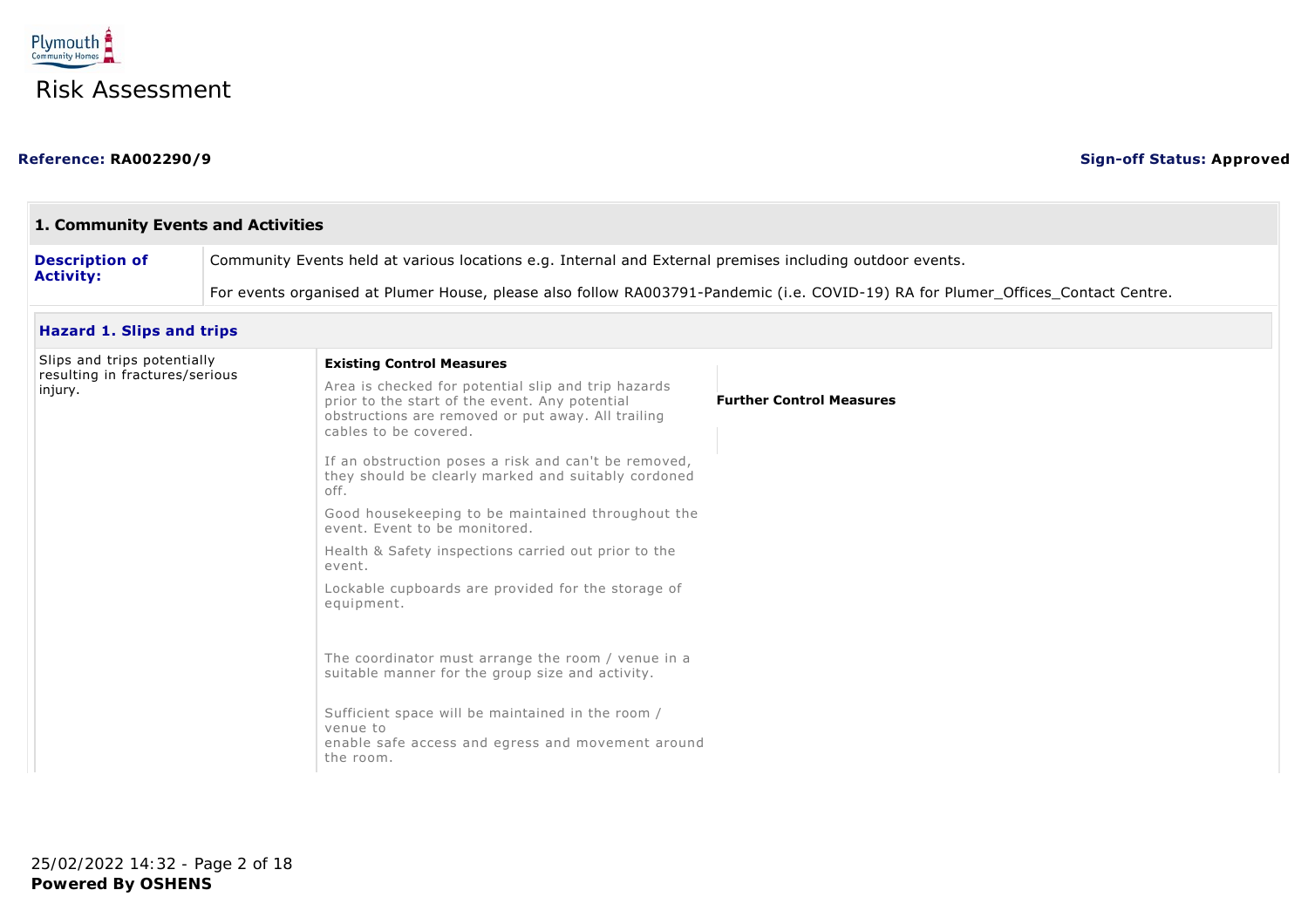Plymouth Community Homes

# Risk Assessment

**Reference: RA002290/9** **Sign-off Status: Approved**

## 1. Community Events and Activities

| **Description of Activity:** | Community Events held at various locations e.g. Internal and External premises including outdoor events.<br><br>For events organised at Plumer House, please also follow RA003791-Pandemic (i.e. COVID-19) RA for Plumer_Offices_Contact Centre. |
|---|---|

### Hazard 1. Slips and trips

| Hazard | Existing Control Measures | Further Control Measures |
|---|---|---|
| Slips and trips potentially resulting in fractures/serious injury. | Area is checked for potential slip and trip hazards prior to the start of the event. Any potential obstructions are removed or put away. All trailing cables to be covered.<br><br>If an obstruction poses a risk and can't be removed, they should be clearly marked and suitably cordoned off.<br><br>Good housekeeping to be maintained throughout the event. Event to be monitored.<br><br>Health & Safety inspections carried out prior to the event.<br><br>Lockable cupboards are provided for the storage of equipment.<br><br>The coordinator must arrange the room / venue in a suitable manner for the group size and activity.<br><br>Sufficient space will be maintained in the room / venue to enable safe access and egress and movement around the room. | |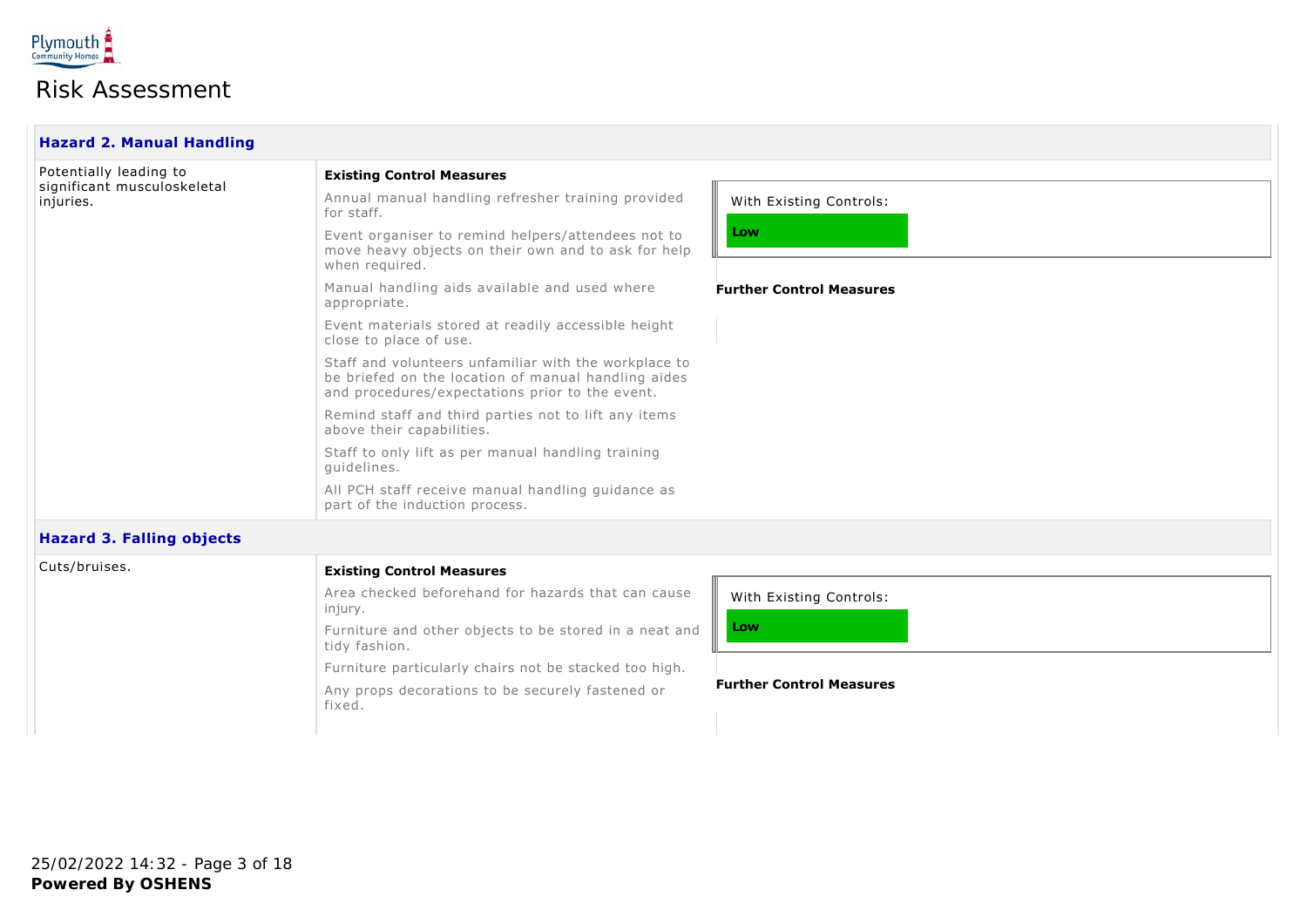Risk Assessment

### Hazard 2. Manual Handling

Potentially leading to significant musculoskeletal injuries.

**Existing Control Measures**

Annual manual handling refresher training provided for staff.

Event organiser to remind helpers/attendees not to move heavy objects on their own and to ask for help when required.

Manual handling aids available and used where appropriate.

Event materials stored at readily accessible height close to place of use.

Staff and volunteers unfamiliar with the workplace to be briefed on the location of manual handling aides and procedures/expectations prior to the event.

Remind staff and third parties not to lift any items above their capabilities.

Staff to only lift as per manual handling training guidelines.

All PCH staff receive manual handling guidance as part of the induction process.

With Existing Controls:

**Low**

**Further Control Measures**

### Hazard 3. Falling objects

Cuts/bruises.

**Existing Control Measures**

Area checked beforehand for hazards that can cause injury.

Furniture and other objects to be stored in a neat and tidy fashion.

Furniture particularly chairs not be stacked too high.

Any props decorations to be securely fastened or fixed.

With Existing Controls:

**Low**

**Further Control Measures**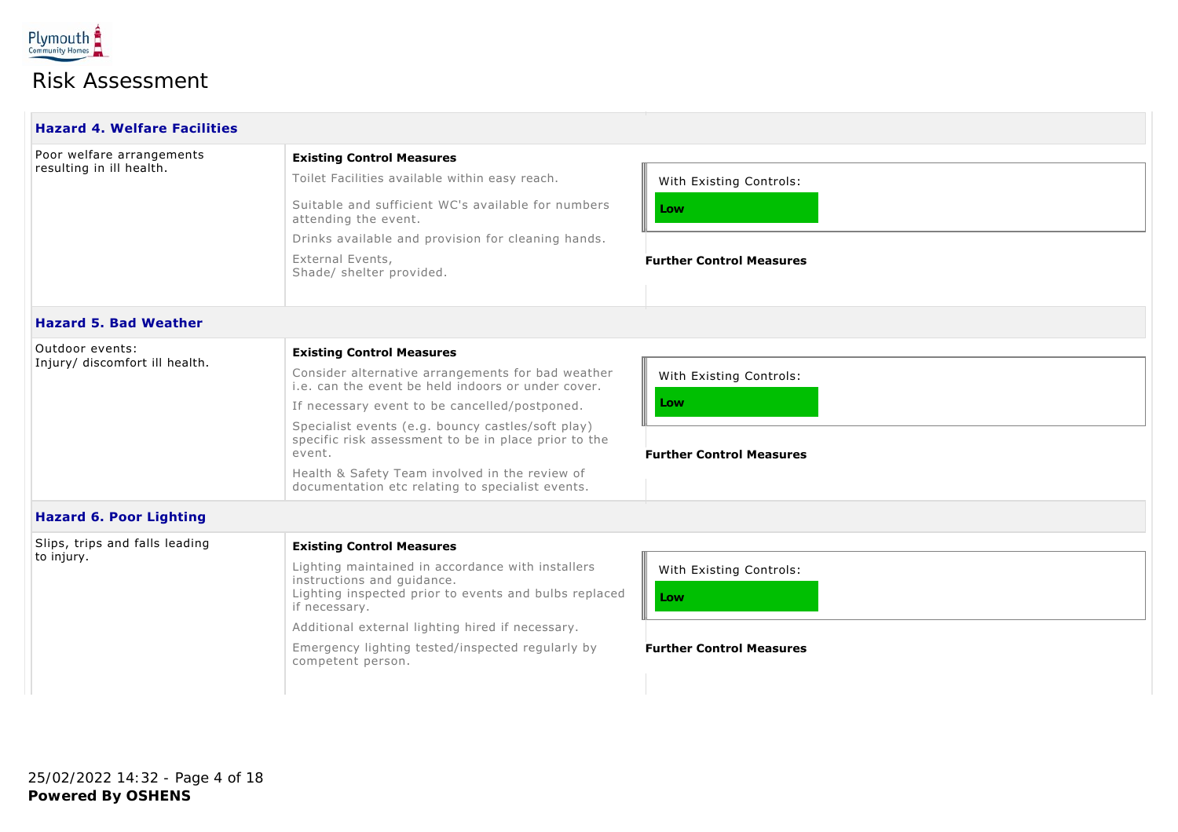# Risk Assessment

### Hazard 4. Welfare Facilities

| Hazard | Existing Control Measures | Risk Rating |
|---|---|---|
| Poor welfare arrangements resulting in ill health. | Toilet Facilities available within easy reach.<br><br>Suitable and sufficient WC's available for numbers attending the event.<br><br>Drinks available and provision for cleaning hands.<br><br>External Events,<br>Shade/ shelter provided. | With Existing Controls: **Low**<br><br>**Further Control Measures** |

### Hazard 5. Bad Weather

| Hazard | Existing Control Measures | Risk Rating |
|---|---|---|
| Outdoor events:<br>Injury/ discomfort ill health. | Consider alternative arrangements for bad weather i.e. can the event be held indoors or under cover.<br><br>If necessary event to be cancelled/postponed.<br><br>Specialist events (e.g. bouncy castles/soft play) specific risk assessment to be in place prior to the event.<br><br>Health & Safety Team involved in the review of documentation etc relating to specialist events. | With Existing Controls: **Low**<br><br>**Further Control Measures** |

### Hazard 6. Poor Lighting

| Hazard | Existing Control Measures | Risk Rating |
|---|---|---|
| Slips, trips and falls leading to injury. | Lighting maintained in accordance with installers instructions and guidance.<br>Lighting inspected prior to events and bulbs replaced if necessary.<br><br>Additional external lighting hired if necessary.<br><br>Emergency lighting tested/inspected regularly by competent person. | With Existing Controls: **Low**<br><br>**Further Control Measures** |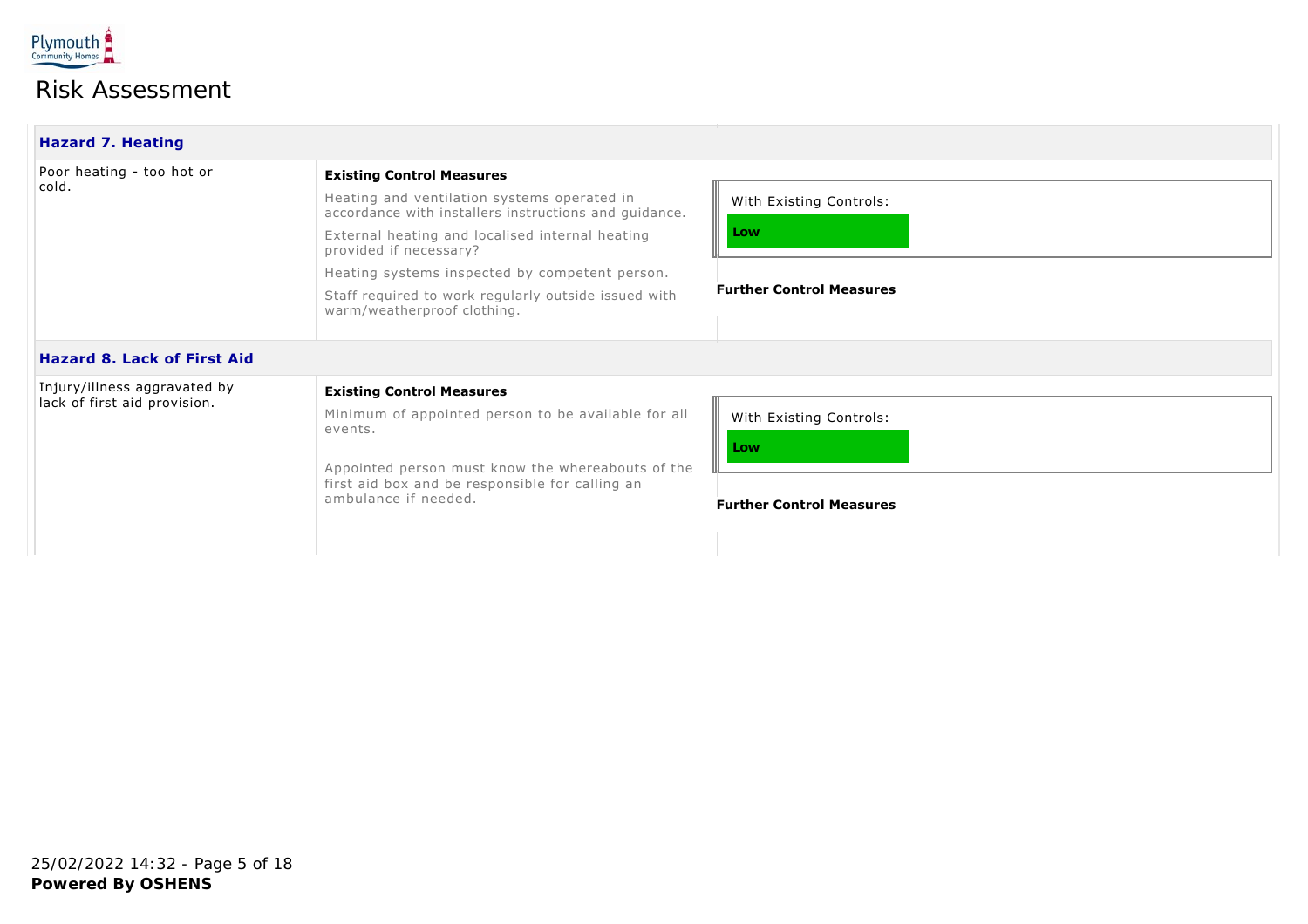# Risk Assessment

## Hazard 7. Heating

| Hazard | Existing Control Measures | Risk |
| --- | --- | --- |
| Poor heating - too hot or cold. | Heating and ventilation systems operated in accordance with installers instructions and guidance.<br><br>External heating and localised internal heating provided if necessary?<br><br>Heating systems inspected by competent person.<br><br>Staff required to work regularly outside issued with warm/weatherproof clothing. | With Existing Controls: **Low**<br><br>**Further Control Measures** |

## Hazard 8. Lack of First Aid

| Hazard | Existing Control Measures | Risk |
| --- | --- | --- |
| Injury/illness aggravated by lack of first aid provision. | Minimum of appointed person to be available for all events.<br><br>Appointed person must know the whereabouts of the first aid box and be responsible for calling an ambulance if needed. | With Existing Controls: **Low**<br><br>**Further Control Measures** |

25/02/2022 14:32

**Powered By OSHENS**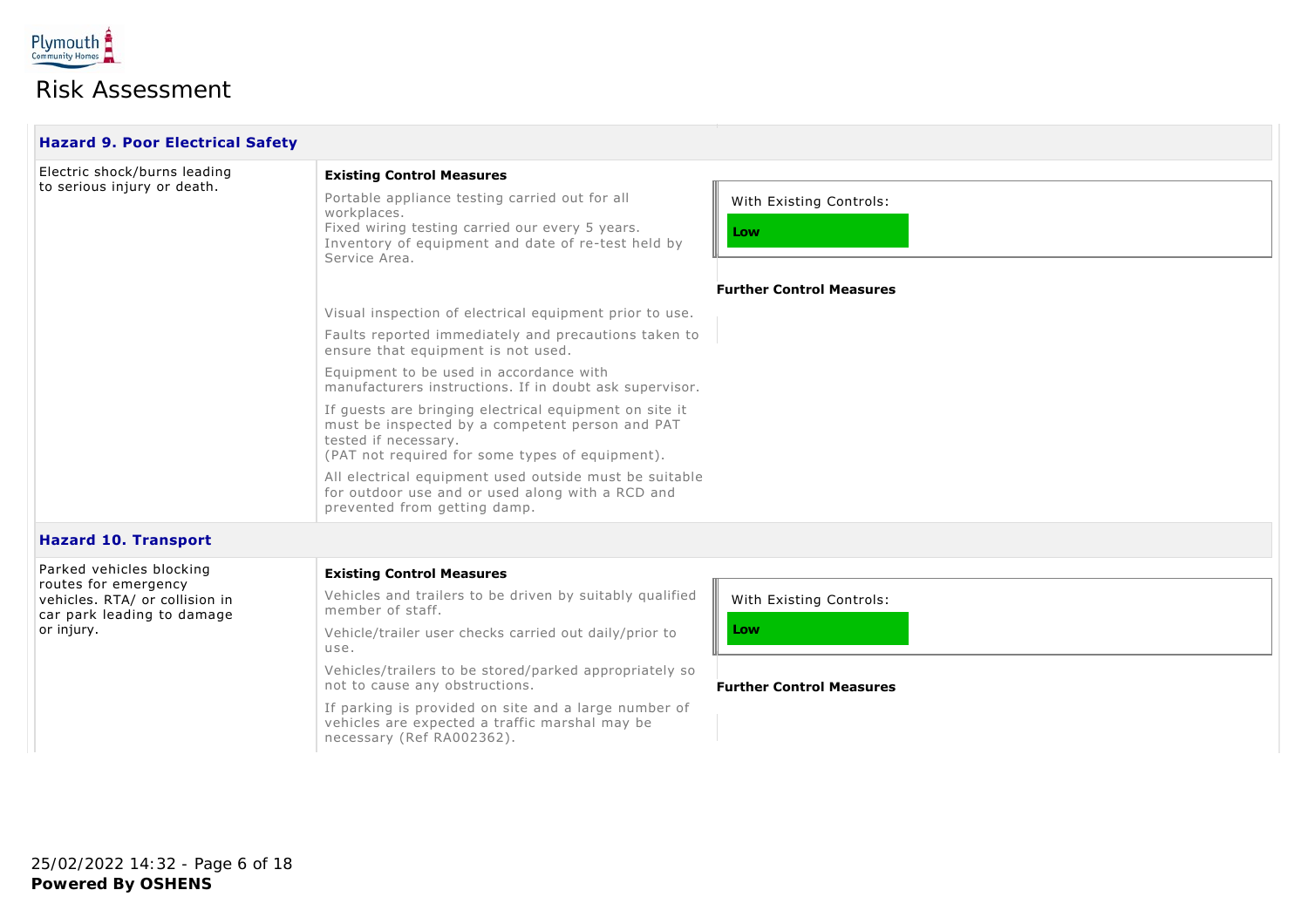### Hazard 9. Poor Electrical Safety

| Hazard | Control Measures | Risk Rating |
| --- | --- | --- |
| Electric shock/burns leading to serious injury or death. | **Existing Control Measures**<br>Portable appliance testing carried out for all workplaces.<br>Fixed wiring testing carried our every 5 years.<br>Inventory of equipment and date of re-test held by Service Area.<br>Visual inspection of electrical equipment prior to use.<br>Faults reported immediately and precautions taken to ensure that equipment is not used.<br>Equipment to be used in accordance with manufacturers instructions. If in doubt ask supervisor.<br>If guests are bringing electrical equipment on site it must be inspected by a competent person and PAT tested if necessary.<br>(PAT not required for some types of equipment).<br>All electrical equipment used outside must be suitable for outdoor use and or used along with a RCD and prevented from getting damp. | With Existing Controls: **Low**<br><br>**Further Control Measures** |

### Hazard 10. Transport

| Hazard | Control Measures | Risk Rating |
| --- | --- | --- |
| Parked vehicles blocking routes for emergency vehicles. RTA/ or collision in car park leading to damage or injury. | **Existing Control Measures**<br>Vehicles and trailers to be driven by suitably qualified member of staff.<br>Vehicle/trailer user checks carried out daily/prior to use.<br>Vehicles/trailers to be stored/parked appropriately so not to cause any obstructions.<br>If parking is provided on site and a large number of vehicles are expected a traffic marshal may be necessary (Ref RA002362). | With Existing Controls: **Low**<br><br>**Further Control Measures** |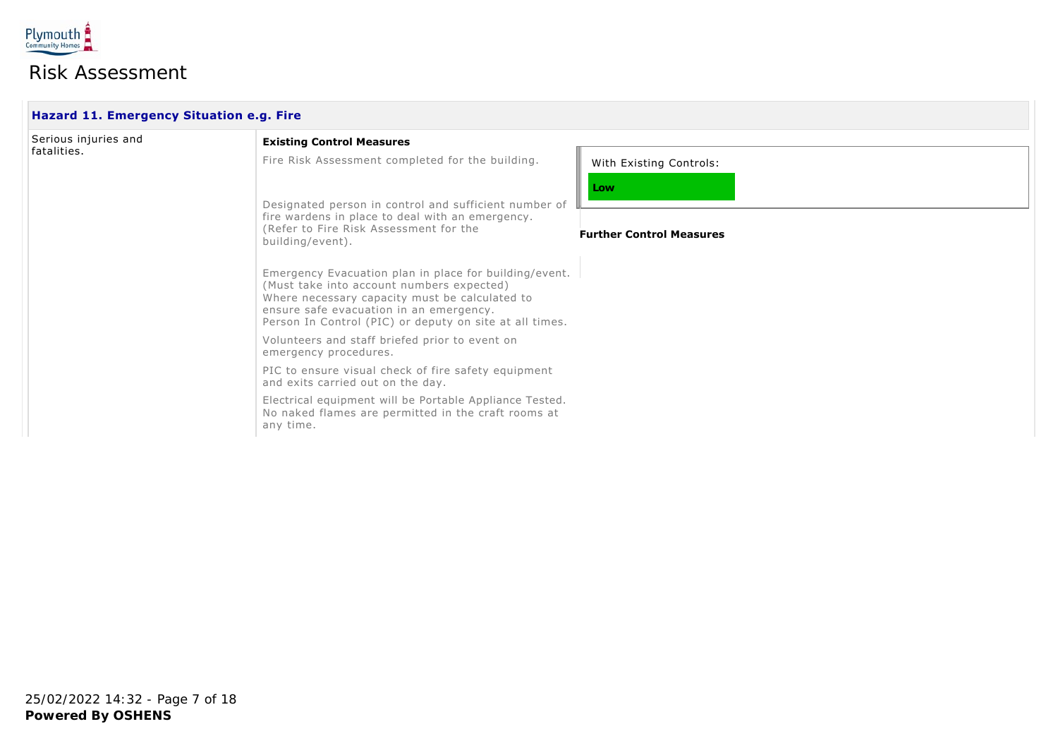# Risk Assessment

## Hazard 11. Emergency Situation e.g. Fire

Serious injuries and fatalities.

**Existing Control Measures**

Fire Risk Assessment completed for the building.

Designated person in control and sufficient number of fire wardens in place to deal with an emergency. (Refer to Fire Risk Assessment for the building/event).

Emergency Evacuation plan in place for building/event. (Must take into account numbers expected) Where necessary capacity must be calculated to ensure safe evacuation in an emergency. Person In Control (PIC) or deputy on site at all times.

Volunteers and staff briefed prior to event on emergency procedures.

PIC to ensure visual check of fire safety equipment and exits carried out on the day.

Electrical equipment will be Portable Appliance Tested. No naked flames are permitted in the craft rooms at any time.

With Existing Controls:

**Low**

**Further Control Measures**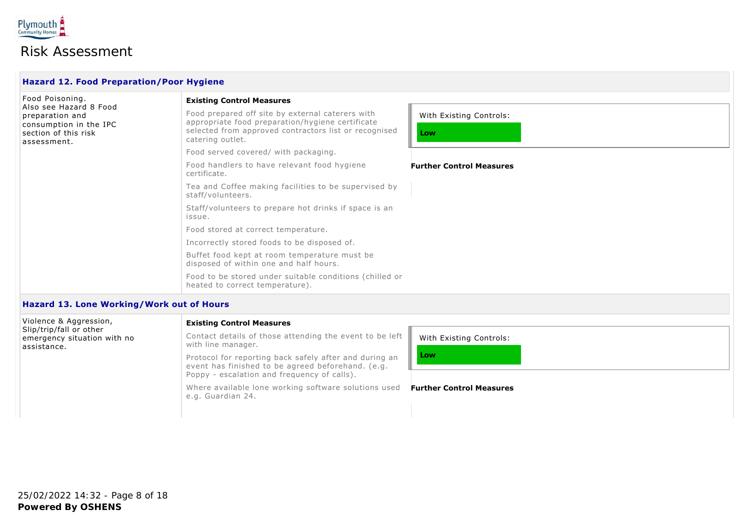# Risk Assessment

### Hazard 12. Food Preparation/Poor Hygiene

Food Poisoning.
Also see Hazard 8 Food preparation and consumption in the IPC section of this risk assessment.

**Existing Control Measures**

Food prepared off site by external caterers with appropriate food preparation/hygiene certificate selected from approved contractors list or recognised catering outlet.

Food served covered/ with packaging.

Food handlers to have relevant food hygiene certificate.

Tea and Coffee making facilities to be supervised by staff/volunteers.

Staff/volunteers to prepare hot drinks if space is an issue.

Food stored at correct temperature.

Incorrectly stored foods to be disposed of.

Buffet food kept at room temperature must be disposed of within one and half hours.

Food to be stored under suitable conditions (chilled or heated to correct temperature).

With Existing Controls:

**Low**

**Further Control Measures**

### Hazard 13. Lone Working/Work out of Hours

Violence & Aggression, Slip/trip/fall or other emergency situation with no assistance.

**Existing Control Measures**

Contact details of those attending the event to be left with line manager.

Protocol for reporting back safely after and during an event has finished to be agreed beforehand. (e.g. Poppy - escalation and frequency of calls).

Where available lone working software solutions used e.g. Guardian 24.

With Existing Controls:

**Low**

**Further Control Measures**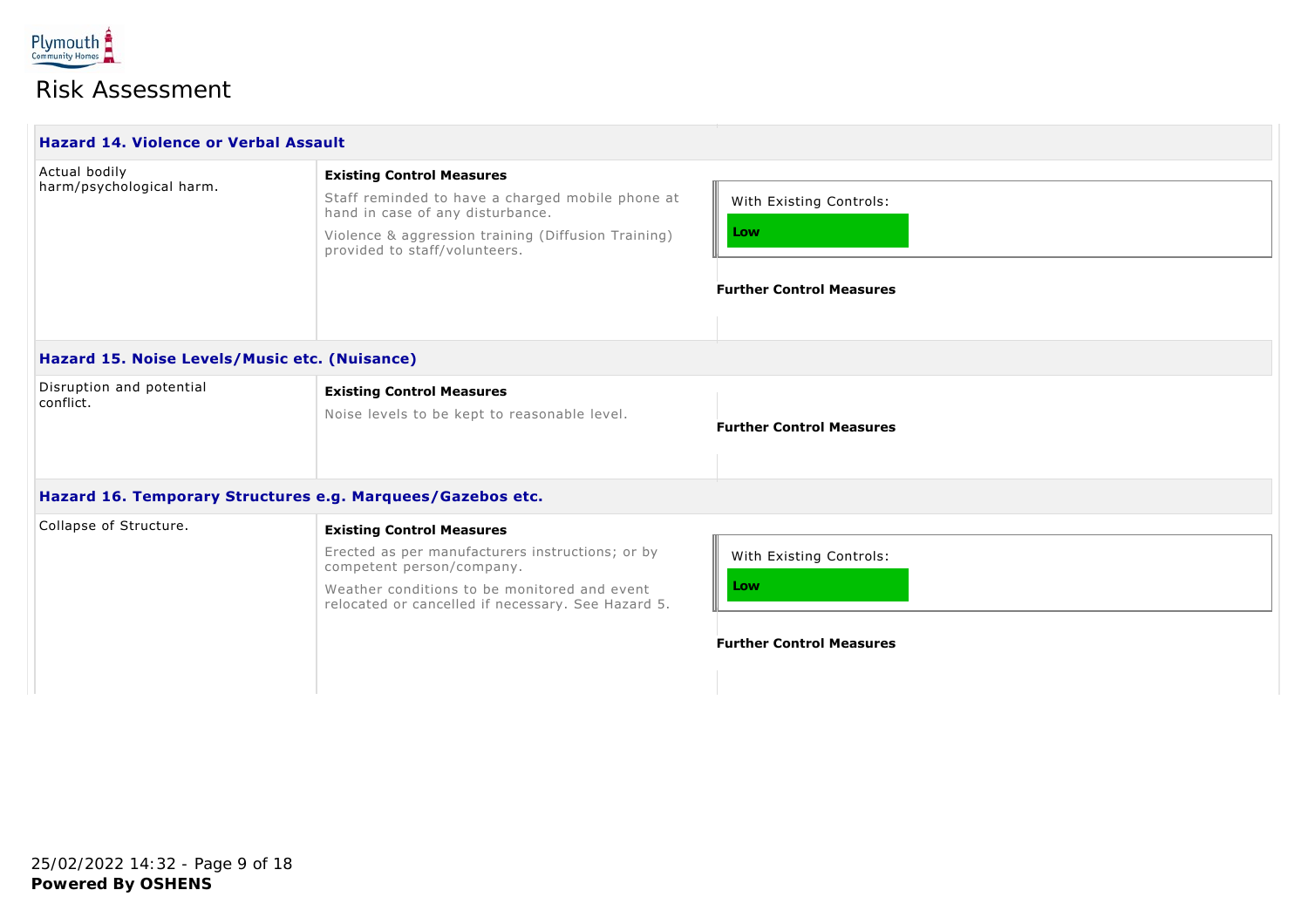# Risk Assessment

### Hazard 14. Violence or Verbal Assault

| Hazard | Existing Control Measures | Risk / Further Control Measures |
|---|---|---|
| Actual bodily harm/psychological harm. | Staff reminded to have a charged mobile phone at hand in case of any disturbance.<br><br>Violence & aggression training (Diffusion Training) provided to staff/volunteers. | With Existing Controls: **Low**<br><br>**Further Control Measures** |

### Hazard 15. Noise Levels/Music etc. (Nuisance)

| Hazard | Existing Control Measures | Risk / Further Control Measures |
|---|---|---|
| Disruption and potential conflict. | Noise levels to be kept to reasonable level. | **Further Control Measures** |

### Hazard 16. Temporary Structures e.g. Marquees/Gazebos etc.

| Hazard | Existing Control Measures | Risk / Further Control Measures |
|---|---|---|
| Collapse of Structure. | Erected as per manufacturers instructions; or by competent person/company.<br><br>Weather conditions to be monitored and event relocated or cancelled if necessary. See Hazard 5. | With Existing Controls: **Low**<br><br>**Further Control Measures** |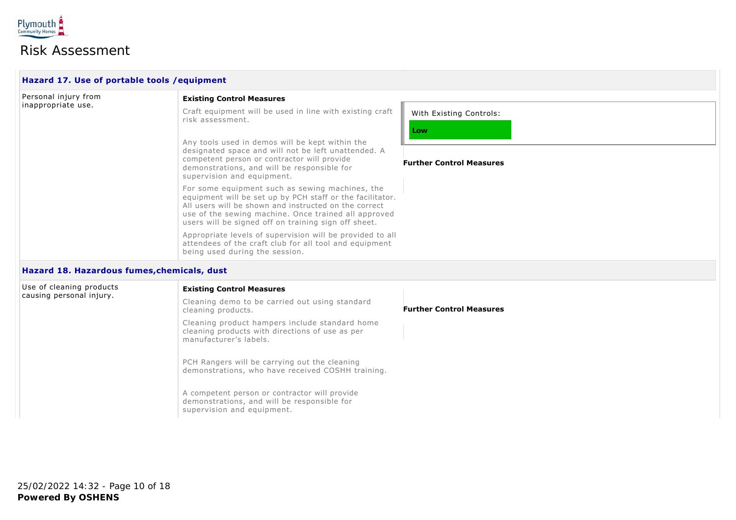# Risk Assessment

### Hazard 17. Use of portable tools /equipment

Personal injury from inappropriate use.

**Existing Control Measures**

Craft equipment will be used in line with existing craft risk assessment.

Any tools used in demos will be kept within the designated space and will not be left unattended. A competent person or contractor will provide demonstrations, and will be responsible for supervision and equipment.

For some equipment such as sewing machines, the equipment will be set up by PCH staff or the facilitator. All users will be shown and instructed on the correct use of the sewing machine. Once trained all approved users will be signed off on training sign off sheet.

Appropriate levels of supervision will be provided to all attendees of the craft club for all tool and equipment being used during the session.

With Existing Controls: **Low**

**Further Control Measures**

### Hazard 18. Hazardous fumes,chemicals, dust

Use of cleaning products causing personal injury.

**Existing Control Measures**

Cleaning demo to be carried out using standard cleaning products.

Cleaning product hampers include standard home cleaning products with directions of use as per manufacturer's labels.

PCH Rangers will be carrying out the cleaning demonstrations, who have received COSHH training.

A competent person or contractor will provide demonstrations, and will be responsible for supervision and equipment.

**Further Control Measures**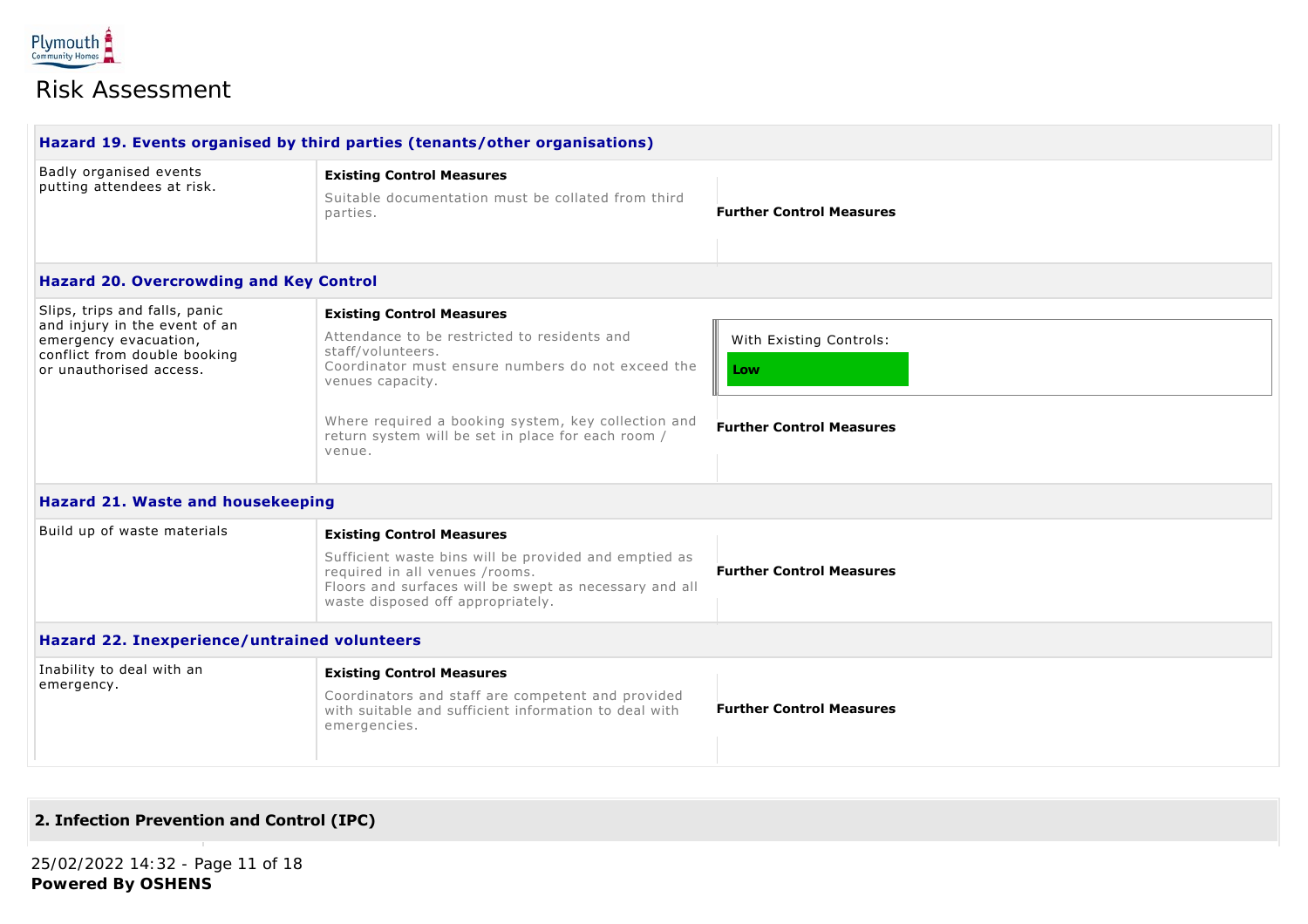# Risk Assessment

### Hazard 19. Events organised by third parties (tenants/other organisations)

| Hazard | Existing Control Measures | Further Control Measures |
|---|---|---|
| Badly organised events putting attendees at risk. | Suitable documentation must be collated from third parties. | |

### Hazard 20. Overcrowding and Key Control

| Hazard | Existing Control Measures | With Existing Controls | Further Control Measures |
|---|---|---|---|
| Slips, trips and falls, panic and injury in the event of an emergency evacuation, conflict from double booking or unauthorised access. | Attendance to be restricted to residents and staff/volunteers.<br>Coordinator must ensure numbers do not exceed the venues capacity.<br><br>Where required a booking system, key collection and return system will be set in place for each room / venue. | Low | |

### Hazard 21. Waste and housekeeping

| Hazard | Existing Control Measures | Further Control Measures |
|---|---|---|
| Build up of waste materials | Sufficient waste bins will be provided and emptied as required in all venues /rooms.<br>Floors and surfaces will be swept as necessary and all waste disposed off appropriately. | |

### Hazard 22. Inexperience/untrained volunteers

| Hazard | Existing Control Measures | Further Control Measures |
|---|---|---|
| Inability to deal with an emergency. | Coordinators and staff are competent and provided with suitable and sufficient information to deal with emergencies. | |

## 2. Infection Prevention and Control (IPC)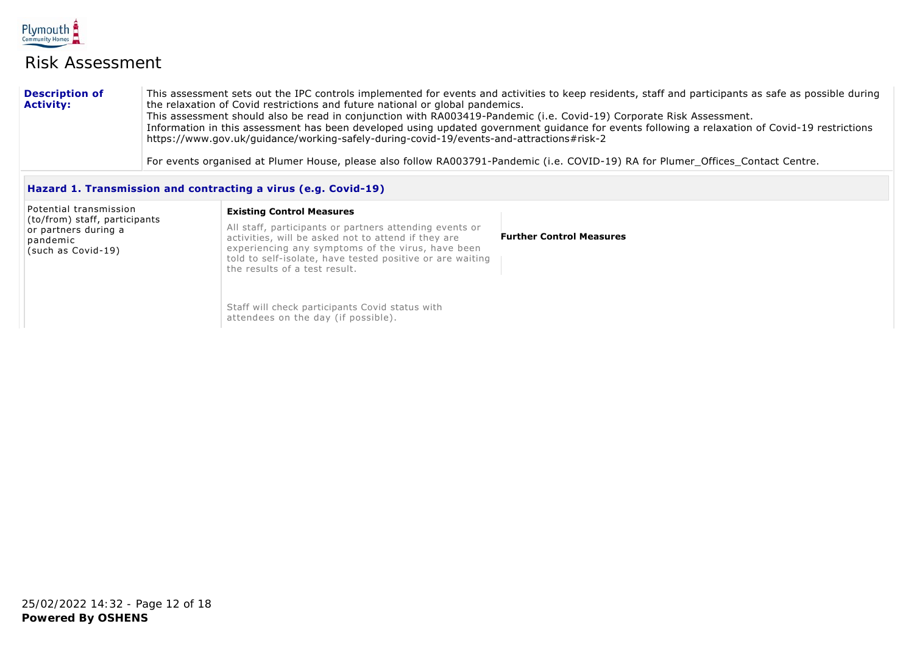# Risk Assessment

| **Description of Activity:** | This assessment sets out the IPC controls implemented for events and activities to keep residents, staff and participants as safe as possible during the relaxation of Covid restrictions and future national or global pandemics.<br>This assessment should also be read in conjunction with RA003419-Pandemic (i.e. Covid-19) Corporate Risk Assessment.<br>Information in this assessment has been developed using updated government guidance for events following a relaxation of Covid-19 restrictions https://www.gov.uk/guidance/working-safely-during-covid-19/events-and-attractions#risk-2<br><br>For events organised at Plumer House, please also follow RA003791-Pandemic (i.e. COVID-19) RA for Plumer_Offices_Contact Centre. |
|---|---|

### Hazard 1. Transmission and contracting a virus (e.g. Covid-19)

| Hazard | Existing Control Measures | Further Control Measures |
|---|---|---|
| Potential transmission (to/from) staff, participants or partners during a pandemic (such as Covid-19) | All staff, participants or partners attending events or activities, will be asked not to attend if they are experiencing any symptoms of the virus, have been told to self-isolate, have tested positive or are waiting the results of a test result.<br><br>Staff will check participants Covid status with attendees on the day (if possible). | |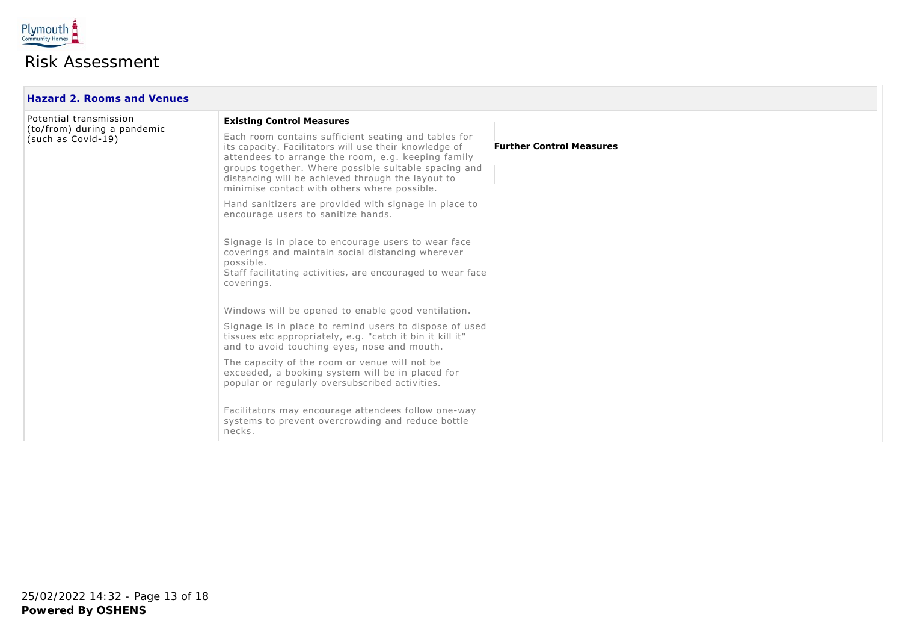# Risk Assessment

## Hazard 2. Rooms and Venues

| Hazard | Existing Control Measures | Further Control Measures |
| --- | --- | --- |
| Potential transmission (to/from) during a pandemic (such as Covid-19) | Each room contains sufficient seating and tables for its capacity. Facilitators will use their knowledge of attendees to arrange the room, e.g. keeping family groups together. Where possible suitable spacing and distancing will be achieved through the layout to minimise contact with others where possible.<br><br>Hand sanitizers are provided with signage in place to encourage users to sanitize hands.<br><br>Signage is in place to encourage users to wear face coverings and maintain social distancing wherever possible.<br>Staff facilitating activities, are encouraged to wear face coverings.<br><br>Windows will be opened to enable good ventilation.<br><br>Signage is in place to remind users to dispose of used tissues etc appropriately, e.g. "catch it bin it kill it" and to avoid touching eyes, nose and mouth.<br><br>The capacity of the room or venue will not be exceeded, a booking system will be in placed for popular or regularly oversubscribed activities.<br><br>Facilitators may encourage attendees follow one-way systems to prevent overcrowding and reduce bottle necks. | |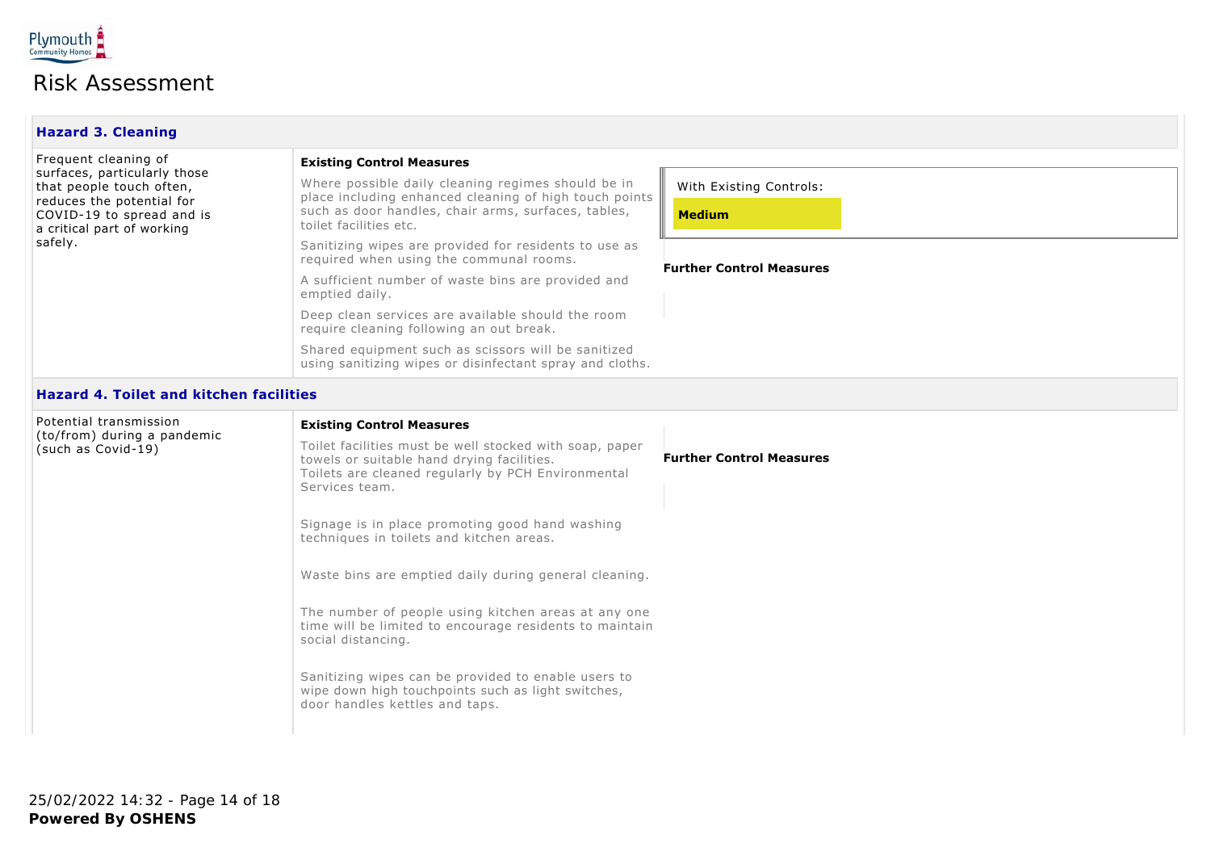# Risk Assessment

## Hazard 3. Cleaning

| Hazard | Existing Control Measures | Risk Rating / Further Control Measures |
| --- | --- | --- |
| Frequent cleaning of surfaces, particularly those that people touch often, reduces the potential for COVID-19 to spread and is a critical part of working safely. | Where possible daily cleaning regimes should be in place including enhanced cleaning of high touch points such as door handles, chair arms, surfaces, tables, toilet facilities etc.<br><br>Sanitizing wipes are provided for residents to use as required when using the communal rooms.<br><br>A sufficient number of waste bins are provided and emptied daily.<br><br>Deep clean services are available should the room require cleaning following an out break.<br><br>Shared equipment such as scissors will be sanitized using sanitizing wipes or disinfectant spray and cloths. | With Existing Controls: **Medium**<br><br>**Further Control Measures** |

## Hazard 4. Toilet and kitchen facilities

| Hazard | Existing Control Measures | Further Control Measures |
| --- | --- | --- |
| Potential transmission (to/from) during a pandemic (such as Covid-19) | Toilet facilities must be well stocked with soap, paper towels or suitable hand drying facilities.<br>Toilets are cleaned regularly by PCH Environmental Services team.<br><br>Signage is in place promoting good hand washing techniques in toilets and kitchen areas.<br><br>Waste bins are emptied daily during general cleaning.<br><br>The number of people using kitchen areas at any one time will be limited to encourage residents to maintain social distancing.<br><br>Sanitizing wipes can be provided to enable users to wipe down high touchpoints such as light switches, door handles kettles and taps. | **Further Control Measures** |

25/02/2022 14:32

**Powered By OSHENS**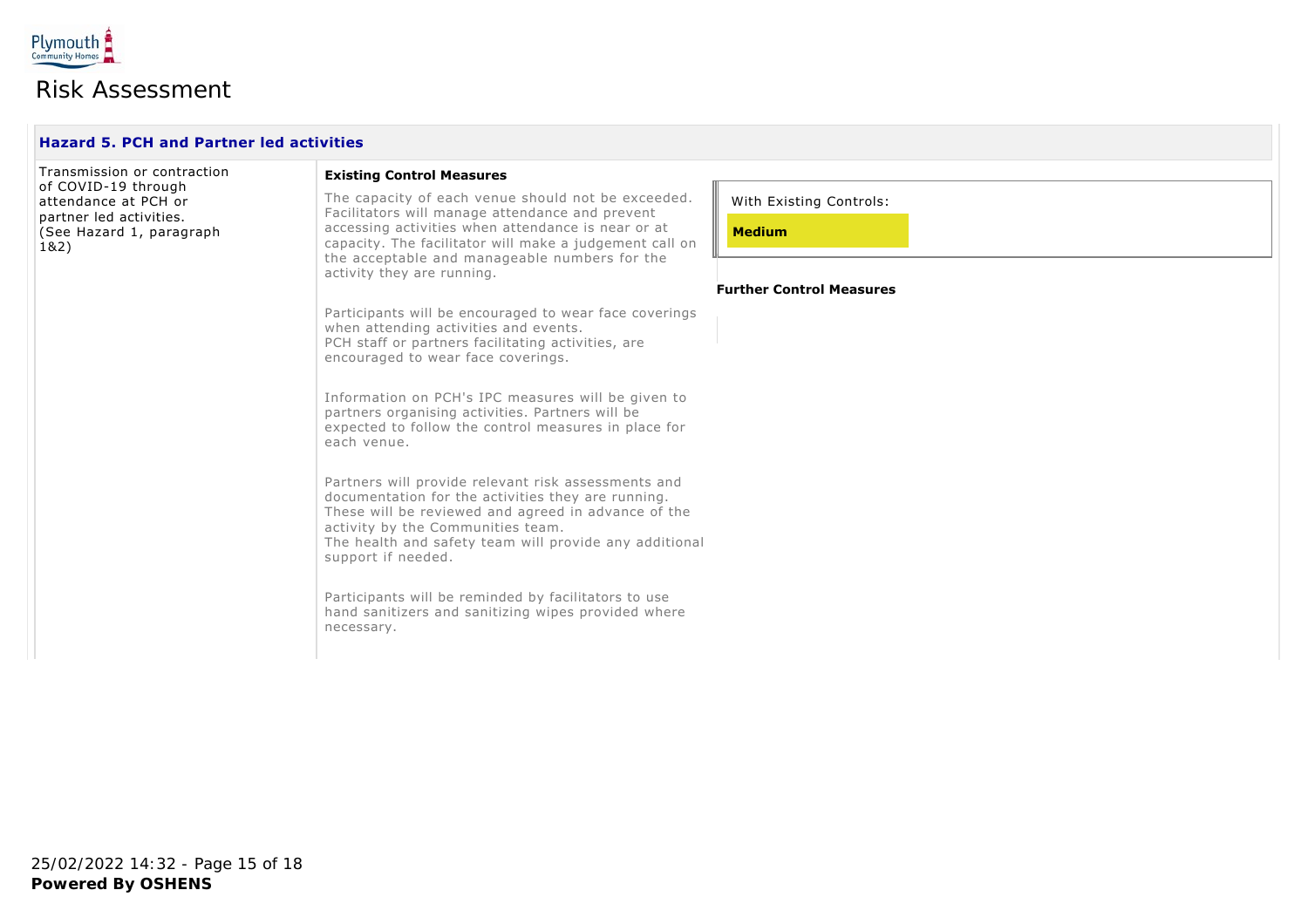# Risk Assessment

### Hazard 5. PCH and Partner led activities

| Hazard | Existing Control Measures | Risk Rating / Further Control Measures |
|---|---|---|
| Transmission or contraction of COVID-19 through attendance at PCH or partner led activities. (See Hazard 1, paragraph 1&2) | The capacity of each venue should not be exceeded. Facilitators will manage attendance and prevent accessing activities when attendance is near or at capacity. The facilitator will make a judgement call on the acceptable and manageable numbers for the activity they are running.<br><br>Participants will be encouraged to wear face coverings when attending activities and events.<br>PCH staff or partners facilitating activities, are encouraged to wear face coverings.<br><br>Information on PCH's IPC measures will be given to partners organising activities. Partners will be expected to follow the control measures in place for each venue.<br><br>Partners will provide relevant risk assessments and documentation for the activities they are running. These will be reviewed and agreed in advance of the activity by the Communities team.<br>The health and safety team will provide any additional support if needed.<br><br>Participants will be reminded by facilitators to use hand sanitizers and sanitizing wipes provided where necessary. | With Existing Controls: **Medium**<br><br>**Further Control Measures** |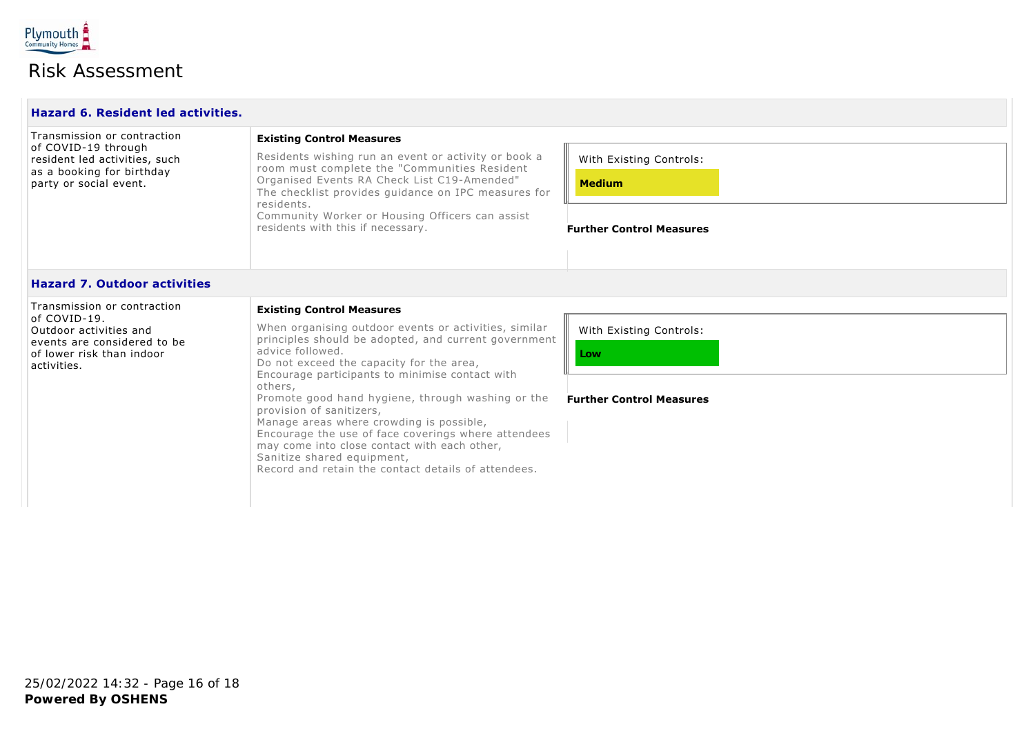# Risk Assessment

### Hazard 6. Resident led activities.

| Hazard | Existing Control Measures | Risk Rating |
| --- | --- | --- |
| Transmission or contraction of COVID-19 through resident led activities, such as a booking for birthday party or social event. | Residents wishing run an event or activity or book a room must complete the "Communities Resident Organised Events RA Check List C19-Amended"<br>The checklist provides guidance on IPC measures for residents.<br>Community Worker or Housing Officers can assist residents with this if necessary. | With Existing Controls: **Medium**<br><br>**Further Control Measures** |

### Hazard 7. Outdoor activities

| Hazard | Existing Control Measures | Risk Rating |
| --- | --- | --- |
| Transmission or contraction of COVID-19.<br>Outdoor activities and events are considered to be of lower risk than indoor activities. | When organising outdoor events or activities, similar principles should be adopted, and current government advice followed.<br>Do not exceed the capacity for the area,<br>Encourage participants to minimise contact with others,<br>Promote good hand hygiene, through washing or the provision of sanitizers,<br>Manage areas where crowding is possible,<br>Encourage the use of face coverings where attendees may come into close contact with each other,<br>Sanitize shared equipment,<br>Record and retain the contact details of attendees. | With Existing Controls: **Low**<br><br>**Further Control Measures** |

25/02/2022 14:32

**Powered By OSHENS**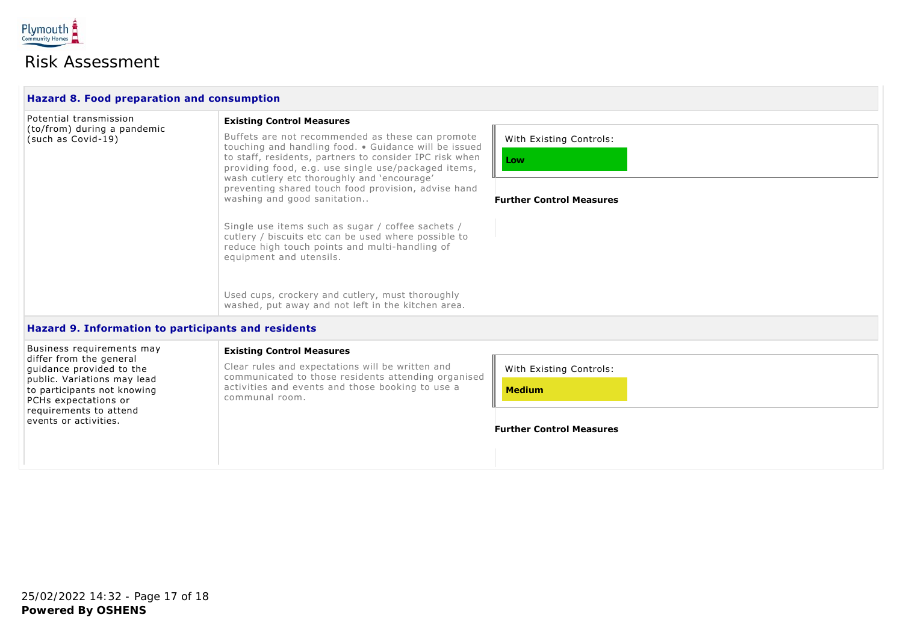Plymouth Community Homes

# Risk Assessment

### Hazard 8. Food preparation and consumption

Potential transmission (to/from) during a pandemic (such as Covid-19)

**Existing Control Measures**

Buffets are not recommended as these can promote touching and handling food. • Guidance will be issued to staff, residents, partners to consider IPC risk when providing food, e.g. use single use/packaged items, wash cutlery etc thoroughly and 'encourage' preventing shared touch food provision, advise hand washing and good sanitation..

Single use items such as sugar / coffee sachets / cutlery / biscuits etc can be used where possible to reduce high touch points and multi-handling of equipment and utensils.

Used cups, crockery and cutlery, must thoroughly washed, put away and not left in the kitchen area.

With Existing Controls: **Low**

**Further Control Measures**

### Hazard 9. Information to participants and residents

Business requirements may differ from the general guidance provided to the public. Variations may lead to participants not knowing PCHs expectations or requirements to attend events or activities.

**Existing Control Measures**

Clear rules and expectations will be written and communicated to those residents attending organised activities and events and those booking to use a communal room.

With Existing Controls: **Medium**

**Further Control Measures**

25/02/2022 14:32

**Powered By OSHENS**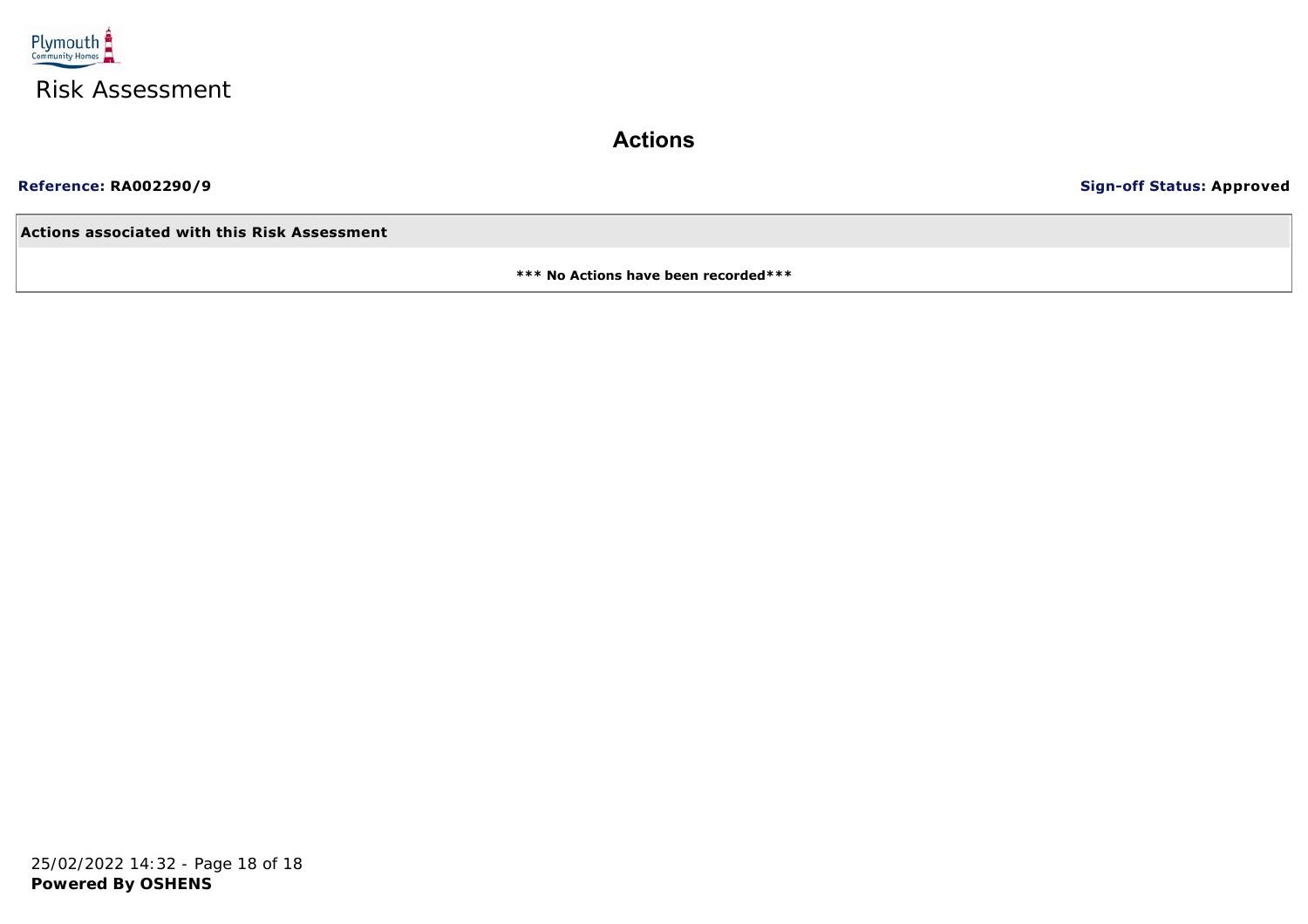# Risk Assessment

## Actions

**Reference:** **RA002290/9** **Sign-off Status:** **Approved**

| Actions associated with this Risk Assessment |
| --- |
| *** No Actions have been recorded*** |

25/02/2022 14:32

**Powered By OSHENS**